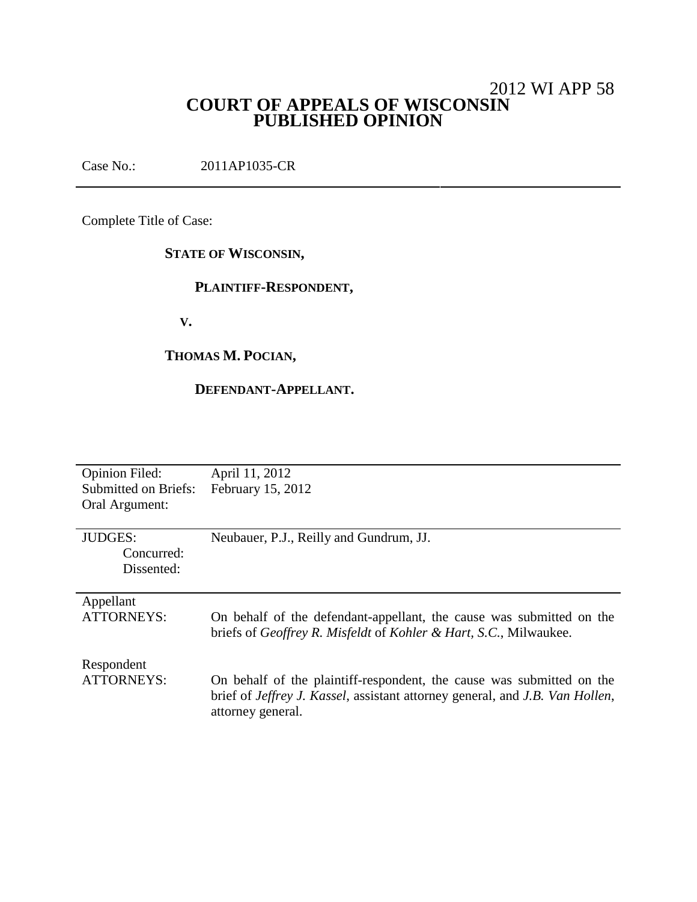2012 WI APP 58

# COURT OF APPEALS OF WISCONSIN
# PUBLISHED OPINION

Case No.: 2011AP1035-CR

---

Complete Title of Case:

**STATE OF WISCONSIN,**

**PLAINTIFF-RESPONDENT,**

**V.**

**THOMAS M. POCIAN,**

**DEFENDANT-APPELLANT.**

---

| | |
|---|---|
| Opinion Filed: | April 11, 2012 |
| Submitted on Briefs: | February 15, 2012 |
| Oral Argument: | |
| | |
| JUDGES: | Neubauer, P.J., Reilly and Gundrum, JJ. |
| Concurred: | |
| Dissented: | |
| | |
| Appellant ATTORNEYS: | On behalf of the defendant-appellant, the cause was submitted on the briefs of *Geoffrey R. Misfeldt* of *Kohler & Hart, S.C.*, Milwaukee. |
| | |
| Respondent ATTORNEYS: | On behalf of the plaintiff-respondent, the cause was submitted on the brief of *Jeffrey J. Kassel*, assistant attorney general, and *J.B. Van Hollen*, attorney general. |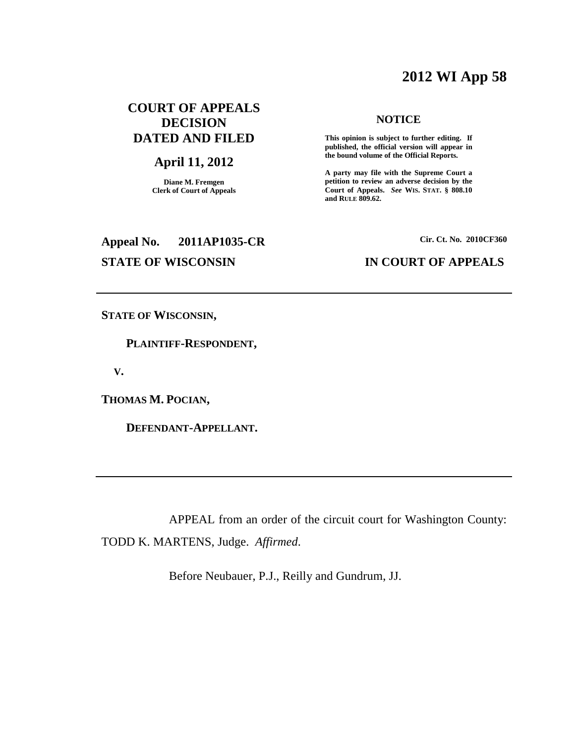# 2012 WI App 58

**COURT OF APPEALS DECISION DATED AND FILED**

**April 11, 2012**

**Diane M. Fremgen**
**Clerk of Court of Appeals**

**NOTICE**

**This opinion is subject to further editing. If published, the official version will appear in the bound volume of the Official Reports.**

**A party may file with the Supreme Court a petition to review an adverse decision by the Court of Appeals. *See* WIS. STAT. § 808.10 and RULE 809.62.**

**Appeal No. 2011AP1035-CR**

**Cir. Ct. No. 2010CF360**

**STATE OF WISCONSIN IN COURT OF APPEALS**

---

**STATE OF WISCONSIN,**

**PLAINTIFF-RESPONDENT,**

**V.**

**THOMAS M. POCIAN,**

**DEFENDANT-APPELLANT.**

---

APPEAL from an order of the circuit court for Washington County: TODD K. MARTENS, Judge. *Affirmed*.

Before Neubauer, P.J., Reilly and Gundrum, JJ.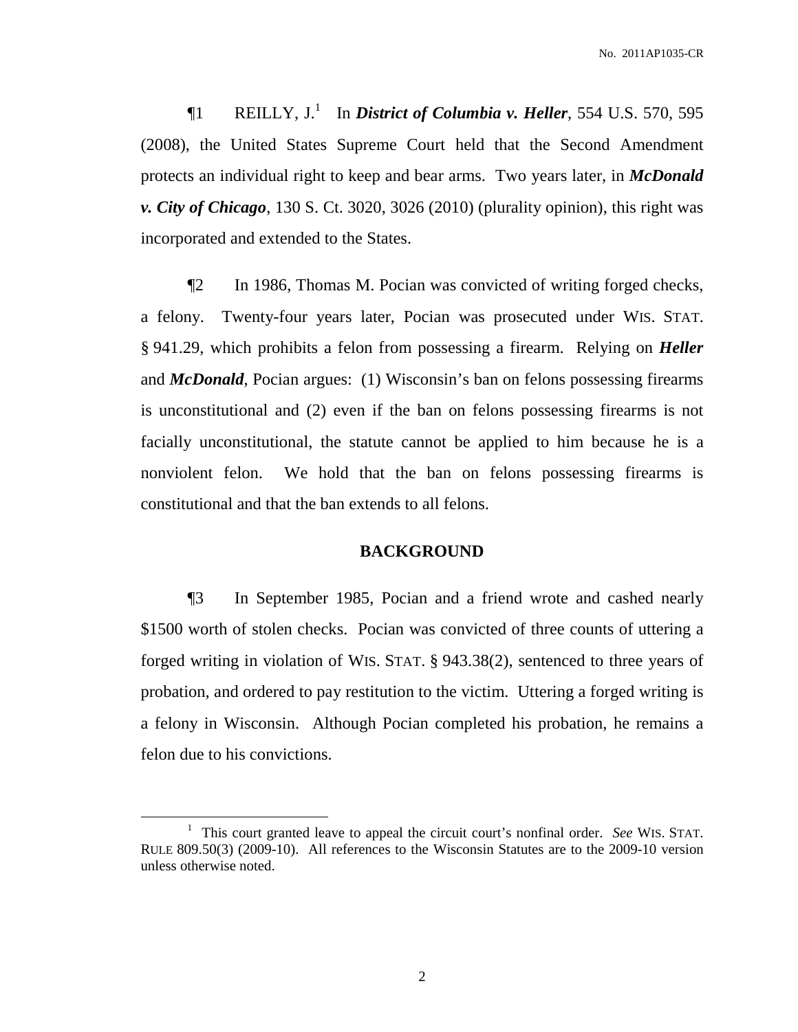¶1 REILLY, J.[1] In ***District of Columbia v. Heller***, 554 U.S. 570, 595 (2008), the United States Supreme Court held that the Second Amendment protects an individual right to keep and bear arms. Two years later, in ***McDonald v. City of Chicago***, 130 S. Ct. 3020, 3026 (2010) (plurality opinion), this right was incorporated and extended to the States.

¶2 In 1986, Thomas M. Pocian was convicted of writing forged checks, a felony. Twenty-four years later, Pocian was prosecuted under WIS. STAT. § 941.29, which prohibits a felon from possessing a firearm. Relying on ***Heller*** and ***McDonald***, Pocian argues: (1) Wisconsin's ban on felons possessing firearms is unconstitutional and (2) even if the ban on felons possessing firearms is not facially unconstitutional, the statute cannot be applied to him because he is a nonviolent felon. We hold that the ban on felons possessing firearms is constitutional and that the ban extends to all felons.

## BACKGROUND

¶3 In September 1985, Pocian and a friend wrote and cashed nearly $1500 worth of stolen checks. Pocian was convicted of three counts of uttering a forged writing in violation of WIS. STAT. § 943.38(2), sentenced to three years of probation, and ordered to pay restitution to the victim. Uttering a forged writing is a felony in Wisconsin. Although Pocian completed his probation, he remains a felon due to his convictions.

---

[1] This court granted leave to appeal the circuit court's nonfinal order. *See* WIS. STAT. RULE 809.50(3) (2009-10). All references to the Wisconsin Statutes are to the 2009-10 version unless otherwise noted.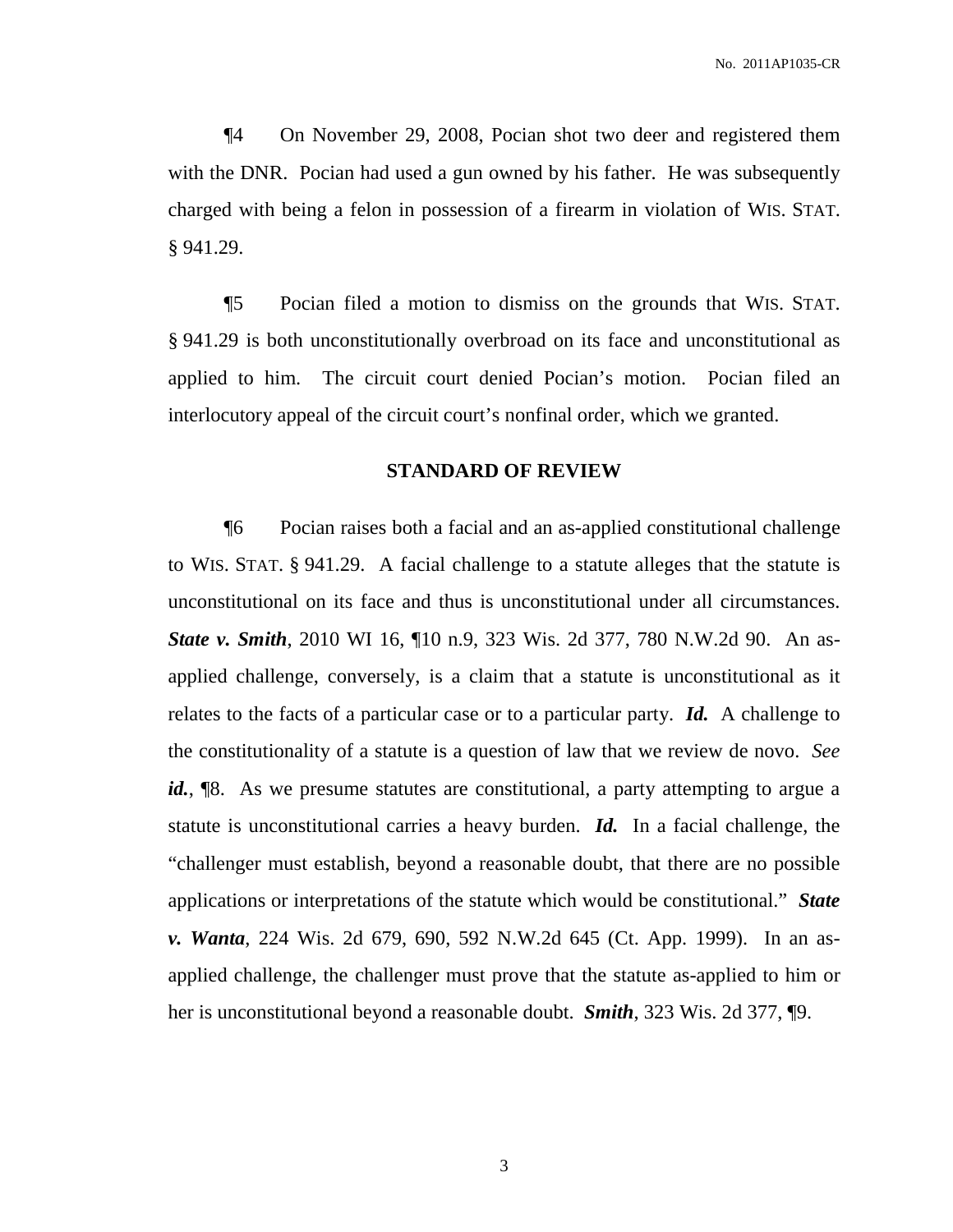¶4 On November 29, 2008, Pocian shot two deer and registered them with the DNR. Pocian had used a gun owned by his father. He was subsequently charged with being a felon in possession of a firearm in violation of WIS. STAT. § 941.29.

¶5 Pocian filed a motion to dismiss on the grounds that WIS. STAT. § 941.29 is both unconstitutionally overbroad on its face and unconstitutional as applied to him. The circuit court denied Pocian's motion. Pocian filed an interlocutory appeal of the circuit court's nonfinal order, which we granted.

## STANDARD OF REVIEW

¶6 Pocian raises both a facial and an as-applied constitutional challenge to WIS. STAT. § 941.29. A facial challenge to a statute alleges that the statute is unconstitutional on its face and thus is unconstitutional under all circumstances. ***State v. Smith***, 2010 WI 16, ¶10 n.9, 323 Wis. 2d 377, 780 N.W.2d 90. An as-applied challenge, conversely, is a claim that a statute is unconstitutional as it relates to the facts of a particular case or to a particular party. ***Id.*** A challenge to the constitutionality of a statute is a question of law that we review de novo. *See* ***id.***, ¶8. As we presume statutes are constitutional, a party attempting to argue a statute is unconstitutional carries a heavy burden. ***Id.*** In a facial challenge, the "challenger must establish, beyond a reasonable doubt, that there are no possible applications or interpretations of the statute which would be constitutional." ***State v. Wanta***, 224 Wis. 2d 679, 690, 592 N.W.2d 645 (Ct. App. 1999). In an as-applied challenge, the challenger must prove that the statute as-applied to him or her is unconstitutional beyond a reasonable doubt. ***Smith***, 323 Wis. 2d 377, ¶9.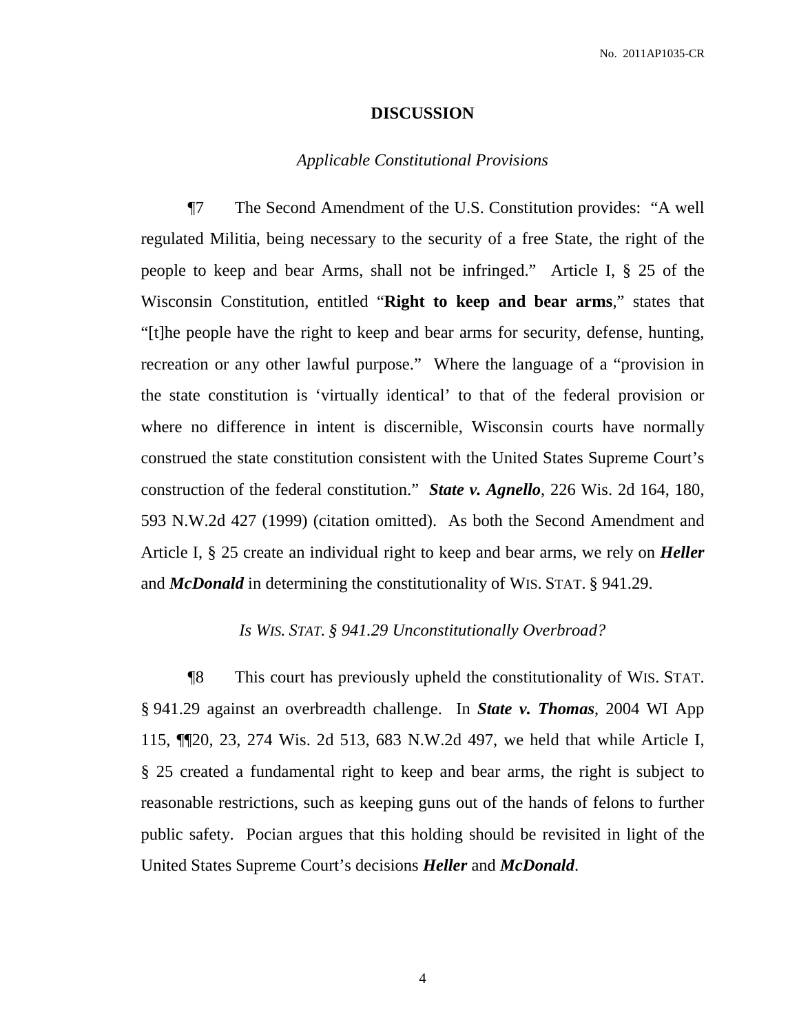## DISCUSSION

### *Applicable Constitutional Provisions*

¶7 The Second Amendment of the U.S. Constitution provides: "A well regulated Militia, being necessary to the security of a free State, the right of the people to keep and bear Arms, shall not be infringed." Article I, § 25 of the Wisconsin Constitution, entitled "**Right to keep and bear arms**," states that "[t]he people have the right to keep and bear arms for security, defense, hunting, recreation or any other lawful purpose." Where the language of a "provision in the state constitution is 'virtually identical' to that of the federal provision or where no difference in intent is discernible, Wisconsin courts have normally construed the state constitution consistent with the United States Supreme Court's construction of the federal constitution." ***State v. Agnello***, 226 Wis. 2d 164, 180, 593 N.W.2d 427 (1999) (citation omitted). As both the Second Amendment and Article I, § 25 create an individual right to keep and bear arms, we rely on ***Heller*** and ***McDonald*** in determining the constitutionality of WIS. STAT. § 941.29.

### *Is WIS. STAT. § 941.29 Unconstitutionally Overbroad?*

¶8 This court has previously upheld the constitutionality of WIS. STAT. § 941.29 against an overbreadth challenge. In ***State v. Thomas***, 2004 WI App 115, ¶¶20, 23, 274 Wis. 2d 513, 683 N.W.2d 497, we held that while Article I, § 25 created a fundamental right to keep and bear arms, the right is subject to reasonable restrictions, such as keeping guns out of the hands of felons to further public safety. Pocian argues that this holding should be revisited in light of the United States Supreme Court's decisions ***Heller*** and ***McDonald***.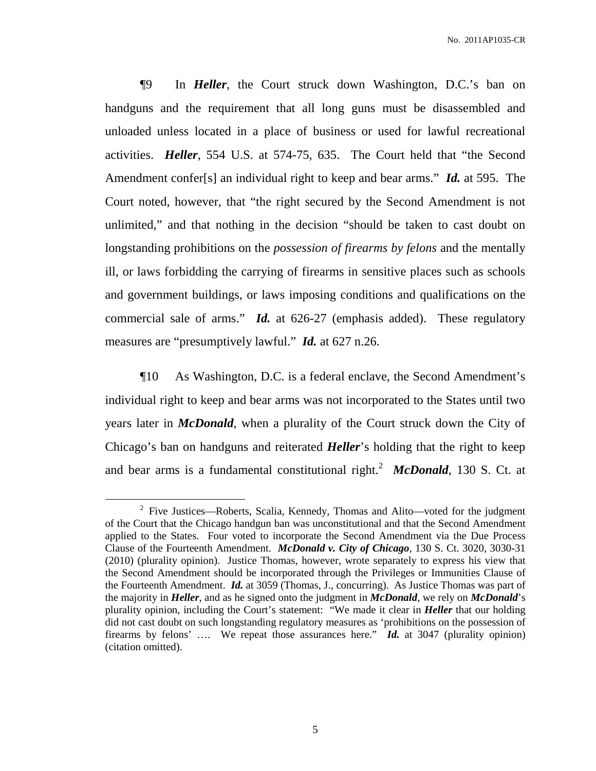¶9 In ***Heller***, the Court struck down Washington, D.C.'s ban on handguns and the requirement that all long guns must be disassembled and unloaded unless located in a place of business or used for lawful recreational activities. ***Heller***, 554 U.S. at 574-75, 635. The Court held that "the Second Amendment confer[s] an individual right to keep and bear arms." ***Id.*** at 595. The Court noted, however, that "the right secured by the Second Amendment is not unlimited," and that nothing in the decision "should be taken to cast doubt on longstanding prohibitions on the *possession of firearms by felons* and the mentally ill, or laws forbidding the carrying of firearms in sensitive places such as schools and government buildings, or laws imposing conditions and qualifications on the commercial sale of arms." ***Id.*** at 626-27 (emphasis added). These regulatory measures are "presumptively lawful." ***Id.*** at 627 n.26.

¶10 As Washington, D.C. is a federal enclave, the Second Amendment's individual right to keep and bear arms was not incorporated to the States until two years later in ***McDonald***, when a plurality of the Court struck down the City of Chicago's ban on handguns and reiterated ***Heller***'s holding that the right to keep and bear arms is a fundamental constitutional right.[2] ***McDonald***, 130 S. Ct. at

[2] Five Justices—Roberts, Scalia, Kennedy, Thomas and Alito—voted for the judgment of the Court that the Chicago handgun ban was unconstitutional and that the Second Amendment applied to the States. Four voted to incorporate the Second Amendment via the Due Process Clause of the Fourteenth Amendment. ***McDonald v. City of Chicago***, 130 S. Ct. 3020, 3030-31 (2010) (plurality opinion). Justice Thomas, however, wrote separately to express his view that the Second Amendment should be incorporated through the Privileges or Immunities Clause of the Fourteenth Amendment. ***Id.*** at 3059 (Thomas, J., concurring). As Justice Thomas was part of the majority in ***Heller***, and as he signed onto the judgment in ***McDonald***, we rely on ***McDonald***'s plurality opinion, including the Court's statement: "We made it clear in ***Heller*** that our holding did not cast doubt on such longstanding regulatory measures as 'prohibitions on the possession of firearms by felons' …. We repeat those assurances here." ***Id.*** at 3047 (plurality opinion) (citation omitted).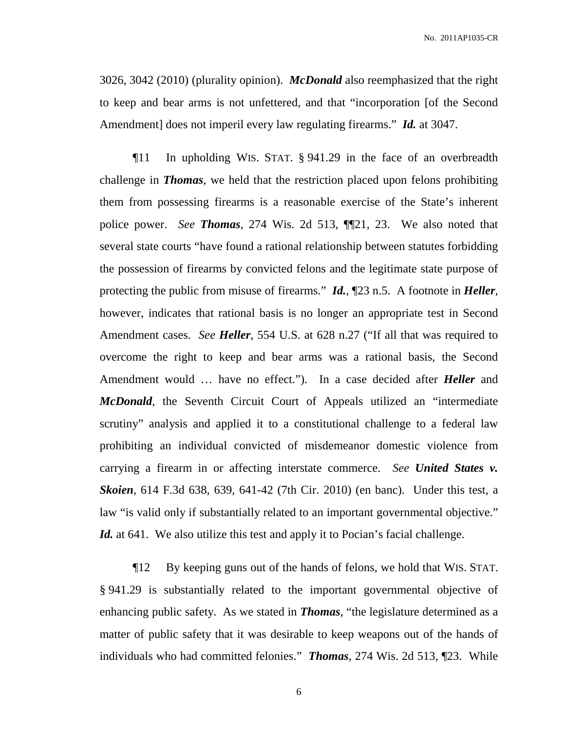3026, 3042 (2010) (plurality opinion). ***McDonald*** also reemphasized that the right to keep and bear arms is not unfettered, and that "incorporation [of the Second Amendment] does not imperil every law regulating firearms." ***Id.*** at 3047.

¶11 In upholding WIS. STAT. § 941.29 in the face of an overbreadth challenge in ***Thomas***, we held that the restriction placed upon felons prohibiting them from possessing firearms is a reasonable exercise of the State's inherent police power. *See* ***Thomas***, 274 Wis. 2d 513, ¶¶21, 23. We also noted that several state courts "have found a rational relationship between statutes forbidding the possession of firearms by convicted felons and the legitimate state purpose of protecting the public from misuse of firearms." ***Id.***, ¶23 n.5. A footnote in ***Heller***, however, indicates that rational basis is no longer an appropriate test in Second Amendment cases. *See* ***Heller***, 554 U.S. at 628 n.27 ("If all that was required to overcome the right to keep and bear arms was a rational basis, the Second Amendment would … have no effect."). In a case decided after ***Heller*** and ***McDonald***, the Seventh Circuit Court of Appeals utilized an "intermediate scrutiny" analysis and applied it to a constitutional challenge to a federal law prohibiting an individual convicted of misdemeanor domestic violence from carrying a firearm in or affecting interstate commerce. *See* ***United States v. Skoien***, 614 F.3d 638, 639, 641-42 (7th Cir. 2010) (en banc). Under this test, a law "is valid only if substantially related to an important governmental objective." ***Id.*** at 641. We also utilize this test and apply it to Pocian's facial challenge.

¶12 By keeping guns out of the hands of felons, we hold that WIS. STAT. § 941.29 is substantially related to the important governmental objective of enhancing public safety. As we stated in ***Thomas***, "the legislature determined as a matter of public safety that it was desirable to keep weapons out of the hands of individuals who had committed felonies." ***Thomas***, 274 Wis. 2d 513, ¶23. While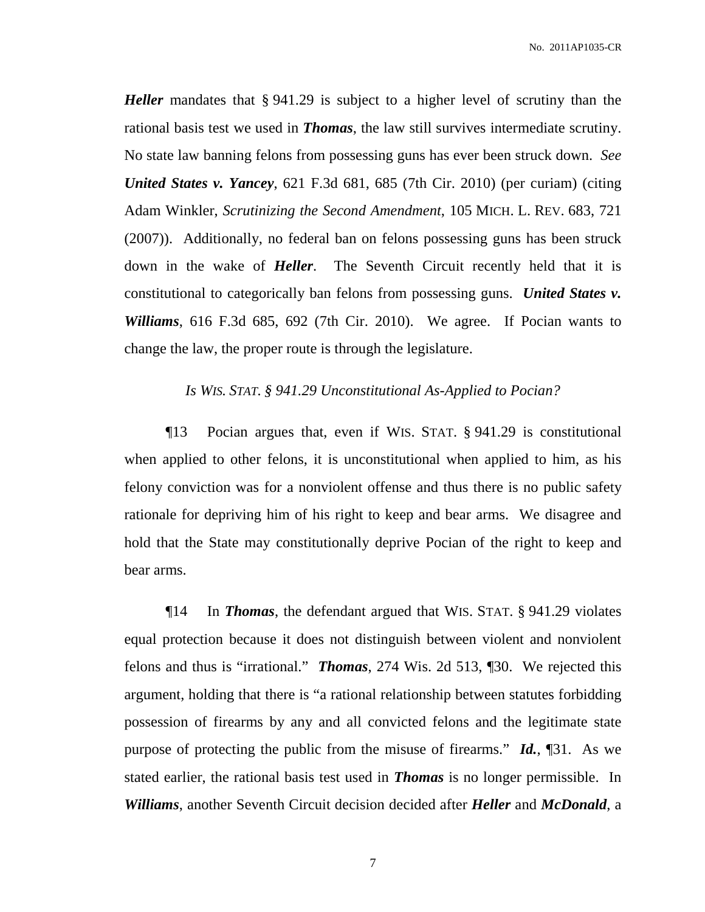***Heller*** mandates that § 941.29 is subject to a higher level of scrutiny than the rational basis test we used in ***Thomas***, the law still survives intermediate scrutiny. No state law banning felons from possessing guns has ever been struck down. *See* ***United States v. Yancey***, 621 F.3d 681, 685 (7th Cir. 2010) (per curiam) (citing Adam Winkler, *Scrutinizing the Second Amendment*, 105 MICH. L. REV. 683, 721 (2007)). Additionally, no federal ban on felons possessing guns has been struck down in the wake of ***Heller***. The Seventh Circuit recently held that it is constitutional to categorically ban felons from possessing guns. ***United States v. Williams***, 616 F.3d 685, 692 (7th Cir. 2010). We agree. If Pocian wants to change the law, the proper route is through the legislature.

*Is WIS. STAT. § 941.29 Unconstitutional As-Applied to Pocian?*

¶13 Pocian argues that, even if WIS. STAT. § 941.29 is constitutional when applied to other felons, it is unconstitutional when applied to him, as his felony conviction was for a nonviolent offense and thus there is no public safety rationale for depriving him of his right to keep and bear arms. We disagree and hold that the State may constitutionally deprive Pocian of the right to keep and bear arms.

¶14 In ***Thomas***, the defendant argued that WIS. STAT. § 941.29 violates equal protection because it does not distinguish between violent and nonviolent felons and thus is "irrational." ***Thomas***, 274 Wis. 2d 513, ¶30. We rejected this argument, holding that there is "a rational relationship between statutes forbidding possession of firearms by any and all convicted felons and the legitimate state purpose of protecting the public from the misuse of firearms." ***Id.***, ¶31. As we stated earlier, the rational basis test used in ***Thomas*** is no longer permissible. In ***Williams***, another Seventh Circuit decision decided after ***Heller*** and ***McDonald***, a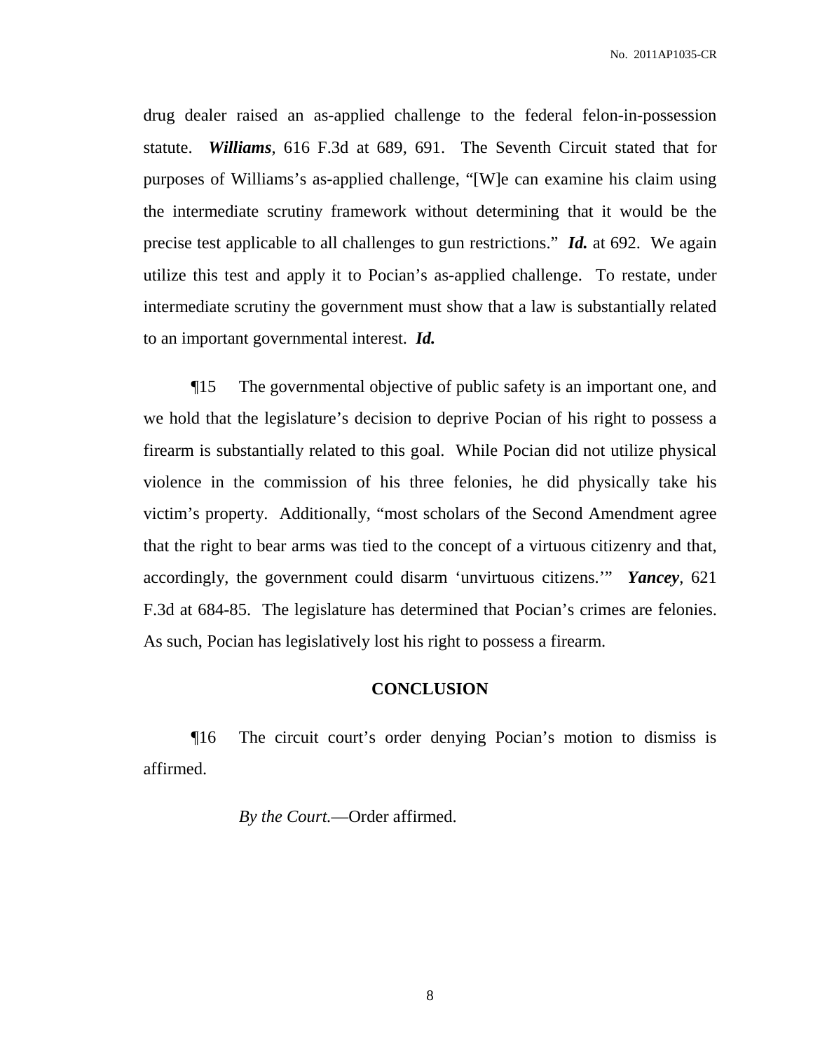drug dealer raised an as-applied challenge to the federal felon-in-possession statute. ***Williams***, 616 F.3d at 689, 691. The Seventh Circuit stated that for purposes of Williams's as-applied challenge, "[W]e can examine his claim using the intermediate scrutiny framework without determining that it would be the precise test applicable to all challenges to gun restrictions." ***Id.*** at 692. We again utilize this test and apply it to Pocian's as-applied challenge. To restate, under intermediate scrutiny the government must show that a law is substantially related to an important governmental interest. ***Id.***

¶15 The governmental objective of public safety is an important one, and we hold that the legislature's decision to deprive Pocian of his right to possess a firearm is substantially related to this goal. While Pocian did not utilize physical violence in the commission of his three felonies, he did physically take his victim's property. Additionally, "most scholars of the Second Amendment agree that the right to bear arms was tied to the concept of a virtuous citizenry and that, accordingly, the government could disarm 'unvirtuous citizens.'" ***Yancey***, 621 F.3d at 684-85. The legislature has determined that Pocian's crimes are felonies. As such, Pocian has legislatively lost his right to possess a firearm.

## CONCLUSION

¶16 The circuit court's order denying Pocian's motion to dismiss is affirmed.

*By the Court.*—Order affirmed.